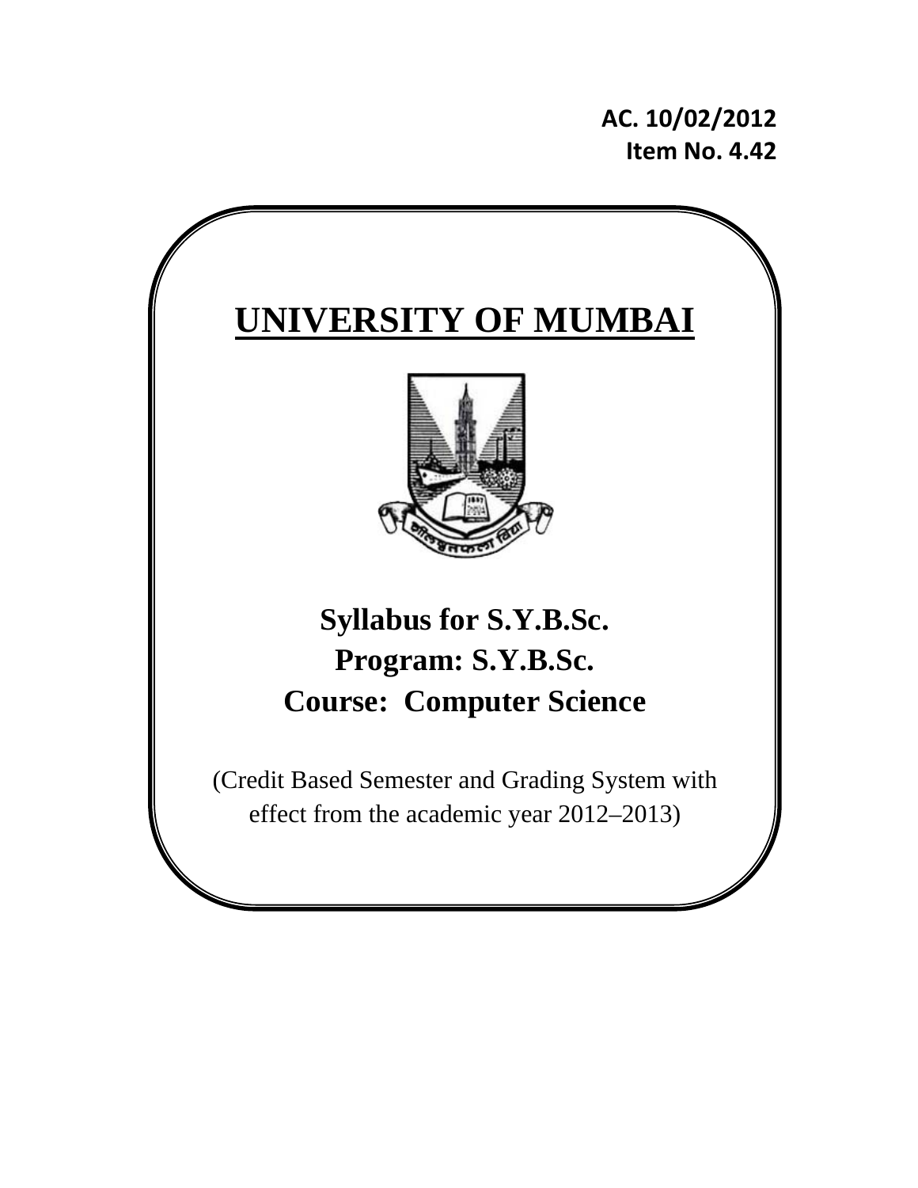**AC. 10/02/2012**
**Item No. 4.42**

# UNIVERSITY OF MUMBAI

## Syllabus for S.Y.B.Sc.
## Program: S.Y.B.Sc.
## Course: Computer Science

(Credit Based Semester and Grading System with effect from the academic year 2012–2013)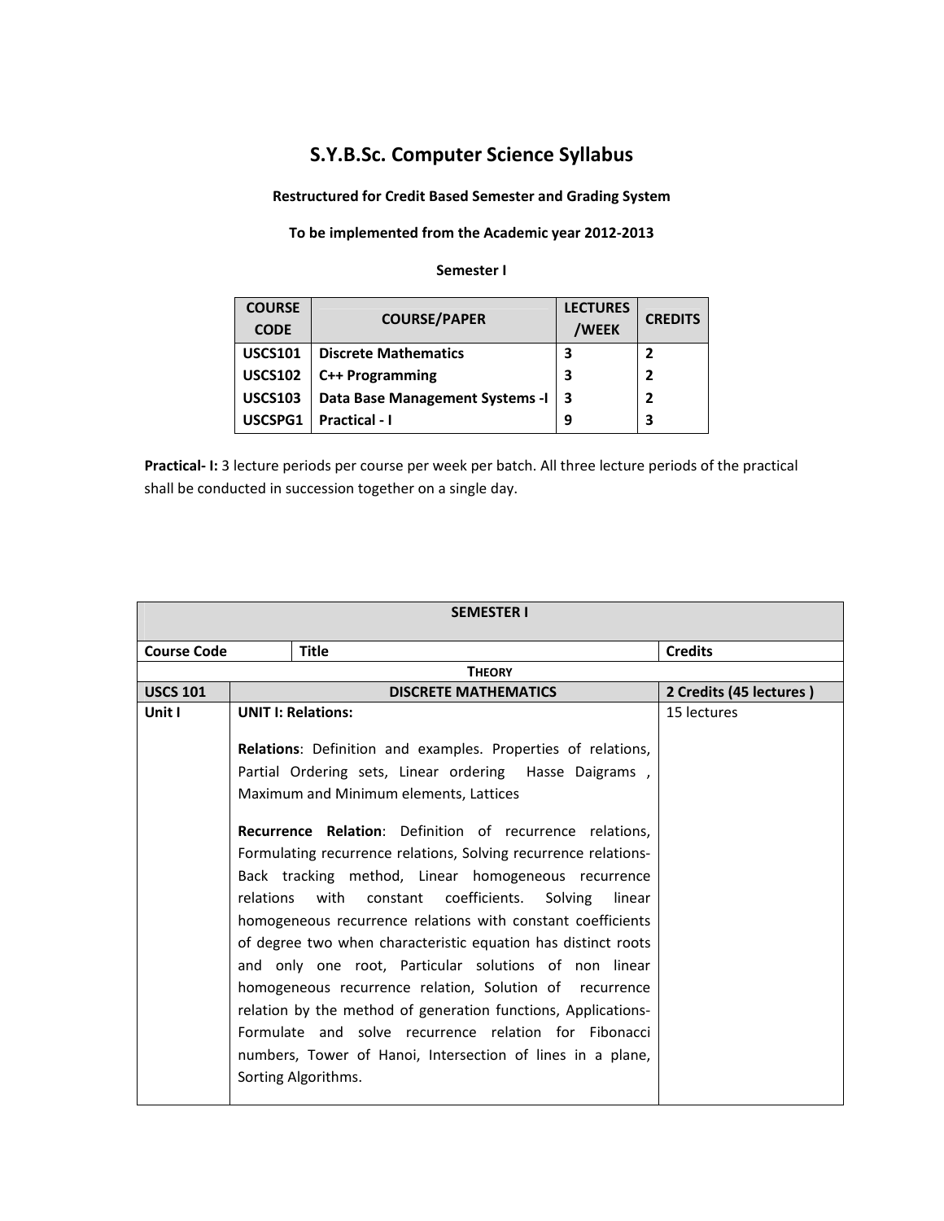# S.Y.B.Sc. Computer Science Syllabus

**Restructured for Credit Based Semester and Grading System**

**To be implemented from the Academic year 2012-2013**

**Semester I**

| COURSE CODE | COURSE/PAPER | LECTURES /WEEK | CREDITS |
|---|---|---|---|
| **USCS101** | **Discrete Mathematics** | **3** | **2** |
| **USCS102** | **C++ Programming** | **3** | **2** |
| **USCS103** | **Data Base Management Systems -I** | **3** | **2** |
| **USCSPG1** | **Practical - I** | **9** | **3** |

**Practical- I:** 3 lecture periods per course per week per batch. All three lecture periods of the practical shall be conducted in succession together on a single day.

| SEMESTER I | | |
|---|---|---|
| **Course Code** | **Title** | **Credits** |
| | **THEORY** | |
| **USCS 101** | **DISCRETE MATHEMATICS** | **2 Credits (45 lectures )** |
| Unit I | **UNIT I: Relations:**<br><br>**Relations**: Definition and examples. Properties of relations, Partial Ordering sets, Linear ordering Hasse Daigrams , Maximum and Minimum elements, Lattices<br><br>**Recurrence Relation**: Definition of recurrence relations, Formulating recurrence relations, Solving recurrence relations- Back tracking method, Linear homogeneous recurrence relations with constant coefficients. Solving linear homogeneous recurrence relations with constant coefficients of degree two when characteristic equation has distinct roots and only one root, Particular solutions of non linear homogeneous recurrence relation, Solution of recurrence relation by the method of generation functions, Applications- Formulate and solve recurrence relation for Fibonacci numbers, Tower of Hanoi, Intersection of lines in a plane, Sorting Algorithms. | 15 lectures |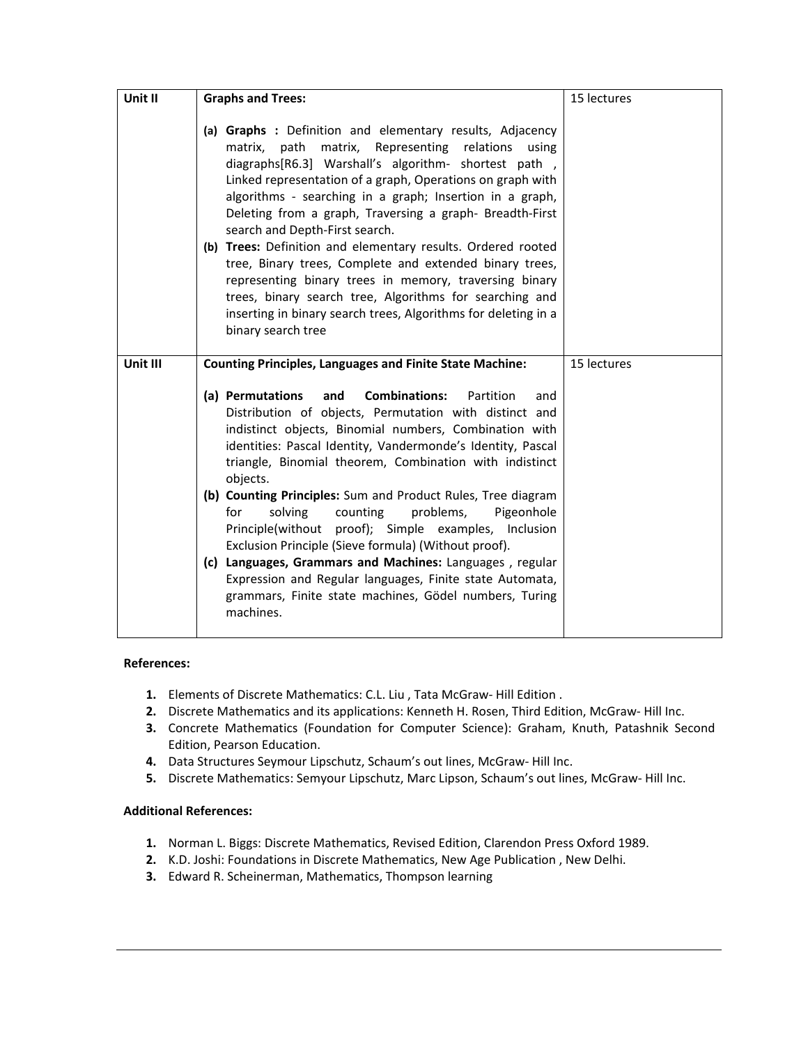| Unit II | **Graphs and Trees:**<br><br>(a) **Graphs :** Definition and elementary results, Adjacency matrix, path matrix, Representing relations using diagraphs[R6.3] Warshall's algorithm- shortest path , Linked representation of a graph, Operations on graph with algorithms - searching in a graph; Insertion in a graph, Deleting from a graph, Traversing a graph- Breadth-First search and Depth-First search.<br>(b) **Trees:** Definition and elementary results. Ordered rooted tree, Binary trees, Complete and extended binary trees, representing binary trees in memory, traversing binary trees, binary search tree, Algorithms for searching and inserting in binary search trees, Algorithms for deleting in a binary search tree | 15 lectures |
|---|---|---|
| Unit III | **Counting Principles, Languages and Finite State Machine:**<br><br>(a) **Permutations and Combinations:** Partition and Distribution of objects, Permutation with distinct and indistinct objects, Binomial numbers, Combination with identities: Pascal Identity, Vandermonde's Identity, Pascal triangle, Binomial theorem, Combination with indistinct objects.<br>(b) **Counting Principles:** Sum and Product Rules, Tree diagram for solving counting problems, Pigeonhole Principle(without proof); Simple examples, Inclusion Exclusion Principle (Sieve formula) (Without proof).<br>(c) **Languages, Grammars and Machines:** Languages , regular Expression and Regular languages, Finite state Automata, grammars, Finite state machines, Gödel numbers, Turing machines. | 15 lectures |

**References:**

1. Elements of Discrete Mathematics: C.L. Liu , Tata McGraw- Hill Edition .
2. Discrete Mathematics and its applications: Kenneth H. Rosen, Third Edition, McGraw- Hill Inc.
3. Concrete Mathematics (Foundation for Computer Science): Graham, Knuth, Patashnik Second Edition, Pearson Education.
4. Data Structures Seymour Lipschutz, Schaum's out lines, McGraw- Hill Inc.
5. Discrete Mathematics: Semyour Lipschutz, Marc Lipson, Schaum's out lines, McGraw- Hill Inc.

**Additional References:**

1. Norman L. Biggs: Discrete Mathematics, Revised Edition, Clarendon Press Oxford 1989.
2. K.D. Joshi: Foundations in Discrete Mathematics, New Age Publication , New Delhi.
3. Edward R. Scheinerman, Mathematics, Thompson learning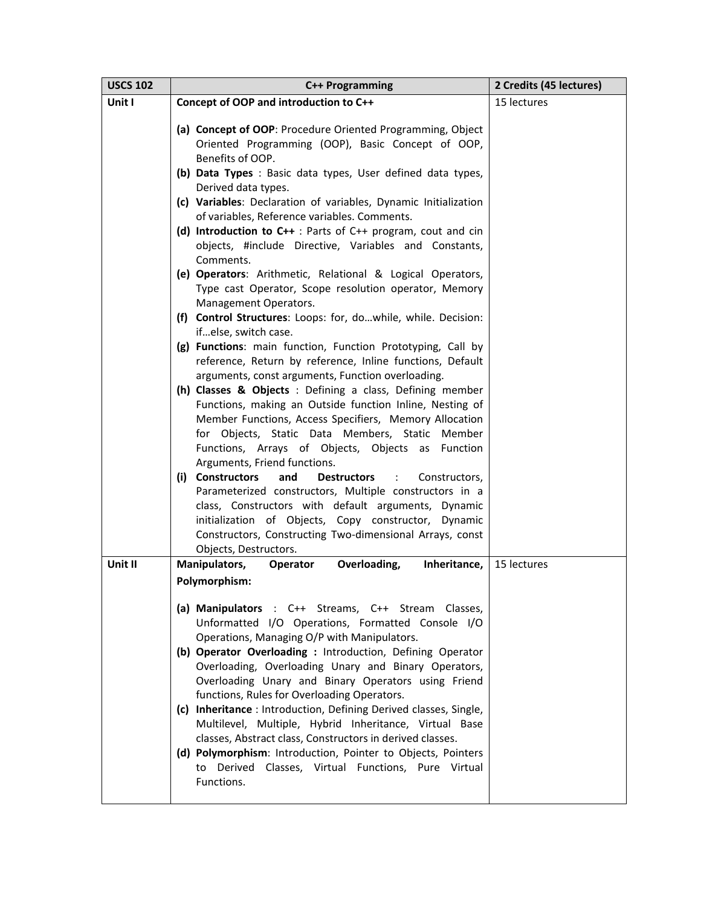| USCS 102 | C++ Programming | 2 Credits (45 lectures) |
|---|---|---|
| Unit I | **Concept of OOP and introduction to C++**<br><br>(a) **Concept of OOP**: Procedure Oriented Programming, Object Oriented Programming (OOP), Basic Concept of OOP, Benefits of OOP.<br>(b) **Data Types** : Basic data types, User defined data types, Derived data types.<br>(c) **Variables**: Declaration of variables, Dynamic Initialization of variables, Reference variables. Comments.<br>(d) **Introduction to C++** : Parts of C++ program, cout and cin objects, #include Directive, Variables and Constants, Comments.<br>(e) **Operators**: Arithmetic, Relational & Logical Operators, Type cast Operator, Scope resolution operator, Memory Management Operators.<br>(f) **Control Structures**: Loops: for, do…while, while. Decision: if…else, switch case.<br>(g) **Functions**: main function, Function Prototyping, Call by reference, Return by reference, Inline functions, Default arguments, const arguments, Function overloading.<br>(h) **Classes & Objects** : Defining a class, Defining member Functions, making an Outside function Inline, Nesting of Member Functions, Access Specifiers, Memory Allocation for Objects, Static Data Members, Static Member Functions, Arrays of Objects, Objects as Function Arguments, Friend functions.<br>(i) **Constructors and Destructors** : Constructors, Parameterized constructors, Multiple constructors in a class, Constructors with default arguments, Dynamic initialization of Objects, Copy constructor, Dynamic Constructors, Constructing Two-dimensional Arrays, const Objects, Destructors. | 15 lectures |
| Unit II | **Manipulators, Operator Overloading, Inheritance, Polymorphism:**<br><br>(a) **Manipulators** : C++ Streams, C++ Stream Classes, Unformatted I/O Operations, Formatted Console I/O Operations, Managing O/P with Manipulators.<br>(b) **Operator Overloading :** Introduction, Defining Operator Overloading, Overloading Unary and Binary Operators, Overloading Unary and Binary Operators using Friend functions, Rules for Overloading Operators.<br>(c) **Inheritance** : Introduction, Defining Derived classes, Single, Multilevel, Multiple, Hybrid Inheritance, Virtual Base classes, Abstract class, Constructors in derived classes.<br>(d) **Polymorphism**: Introduction, Pointer to Objects, Pointers to Derived Classes, Virtual Functions, Pure Virtual Functions. | 15 lectures |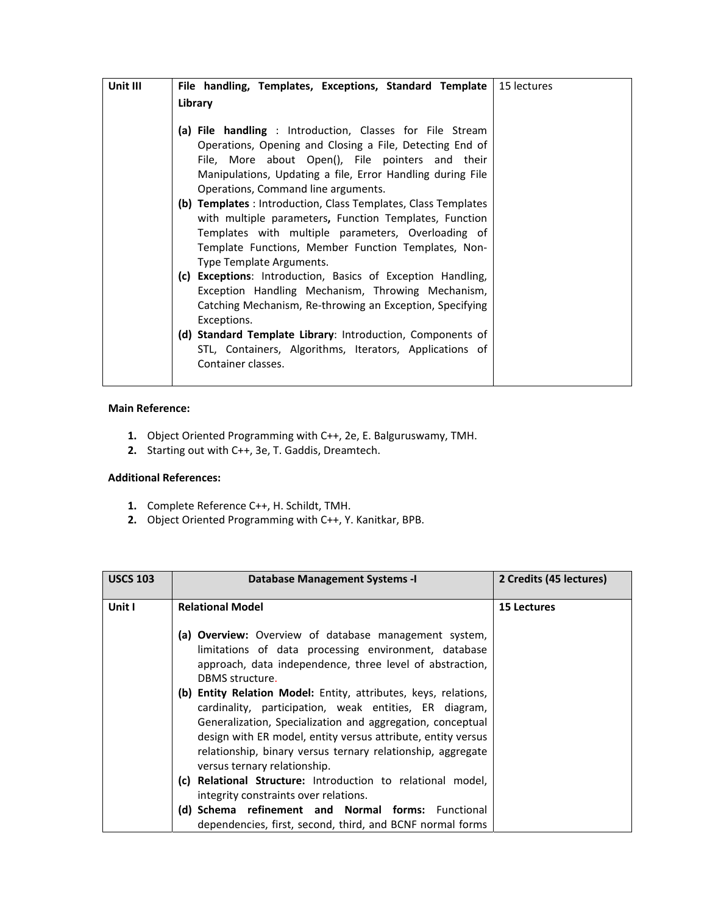| Unit III | **File handling, Templates, Exceptions, Standard Template Library**<br><br>**(a) File handling** : Introduction, Classes for File Stream Operations, Opening and Closing a File, Detecting End of File, More about Open(), File pointers and their Manipulations, Updating a file, Error Handling during File Operations, Command line arguments.<br>**(b) Templates** : Introduction, Class Templates, Class Templates with multiple parameters**,** Function Templates, Function Templates with multiple parameters, Overloading of Template Functions, Member Function Templates, Non-Type Template Arguments.<br>**(c) Exceptions**: Introduction, Basics of Exception Handling, Exception Handling Mechanism, Throwing Mechanism, Catching Mechanism, Re-throwing an Exception, Specifying Exceptions.<br>**(d) Standard Template Library**: Introduction, Components of STL, Containers, Algorithms, Iterators, Applications of Container classes. | 15 lectures |
|---|---|---|

**Main Reference:**

1. Object Oriented Programming with C++, 2e, E. Balguruswamy, TMH.
2. Starting out with C++, 3e, T. Gaddis, Dreamtech.

**Additional References:**

1. Complete Reference C++, H. Schildt, TMH.
2. Object Oriented Programming with C++, Y. Kanitkar, BPB.

| **USCS 103** | **Database Management Systems -I** | **2 Credits (45 lectures)** |
|---|---|---|
| **Unit I** | **Relational Model**<br><br>**(a) Overview:** Overview of database management system, limitations of data processing environment, database approach, data independence, three level of abstraction, DBMS structure.<br>**(b) Entity Relation Model:** Entity, attributes, keys, relations, cardinality, participation, weak entities, ER diagram, Generalization, Specialization and aggregation, conceptual design with ER model, entity versus attribute, entity versus relationship, binary versus ternary relationship, aggregate versus ternary relationship.<br>**(c) Relational Structure:** Introduction to relational model, integrity constraints over relations.<br>**(d) Schema refinement and Normal forms:** Functional dependencies, first, second, third, and BCNF normal forms | **15 Lectures** |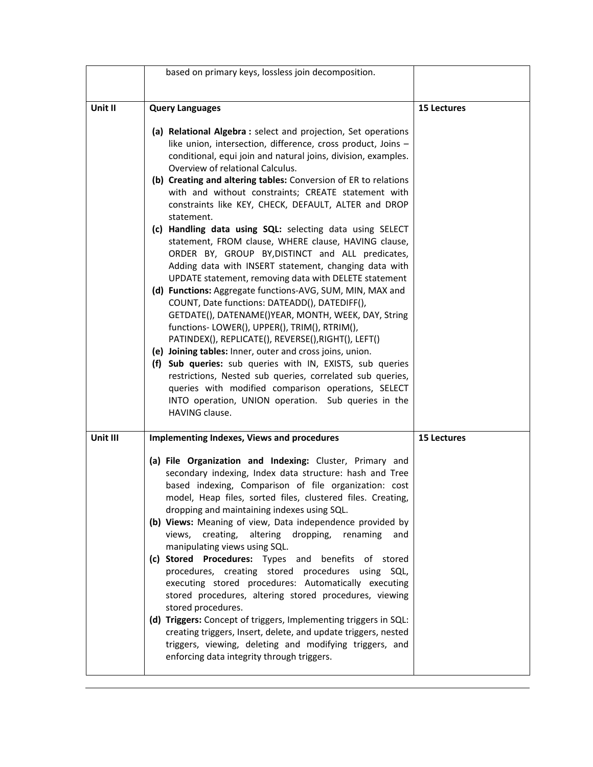|  |  |  |
| --- | --- | --- |
|  | based on primary keys, lossless join decomposition. |  |
| **Unit II** | **Query Languages**<br><br>(a) **Relational Algebra :** select and projection, Set operations like union, intersection, difference, cross product, Joins – conditional, equi join and natural joins, division, examples. Overview of relational Calculus.<br>(b) **Creating and altering tables:** Conversion of ER to relations with and without constraints; CREATE statement with constraints like KEY, CHECK, DEFAULT, ALTER and DROP statement.<br>(c) **Handling data using SQL:** selecting data using SELECT statement, FROM clause, WHERE clause, HAVING clause, ORDER BY, GROUP BY,DISTINCT and ALL predicates, Adding data with INSERT statement, changing data with UPDATE statement, removing data with DELETE statement<br>(d) **Functions:** Aggregate functions-AVG, SUM, MIN, MAX and COUNT, Date functions: DATEADD(), DATEDIFF(), GETDATE(), DATENAME()YEAR, MONTH, WEEK, DAY, String functions- LOWER(), UPPER(), TRIM(), RTRIM(), PATINDEX(), REPLICATE(), REVERSE(),RIGHT(), LEFT()<br>(e) **Joining tables:** Inner, outer and cross joins, union.<br>(f) **Sub queries:** sub queries with IN, EXISTS, sub queries restrictions, Nested sub queries, correlated sub queries, queries with modified comparison operations, SELECT INTO operation, UNION operation. Sub queries in the HAVING clause. | **15 Lectures** |
| **Unit III** | **Implementing Indexes, Views and procedures**<br><br>(a) **File Organization and Indexing:** Cluster, Primary and secondary indexing, Index data structure: hash and Tree based indexing, Comparison of file organization: cost model, Heap files, sorted files, clustered files. Creating, dropping and maintaining indexes using SQL.<br>(b) **Views:** Meaning of view, Data independence provided by views, creating, altering dropping, renaming and manipulating views using SQL.<br>(c) **Stored Procedures:** Types and benefits of stored procedures, creating stored procedures using SQL, executing stored procedures: Automatically executing stored procedures, altering stored procedures, viewing stored procedures.<br>(d) **Triggers:** Concept of triggers, Implementing triggers in SQL: creating triggers, Insert, delete, and update triggers, nested triggers, viewing, deleting and modifying triggers, and enforcing data integrity through triggers. | **15 Lectures** |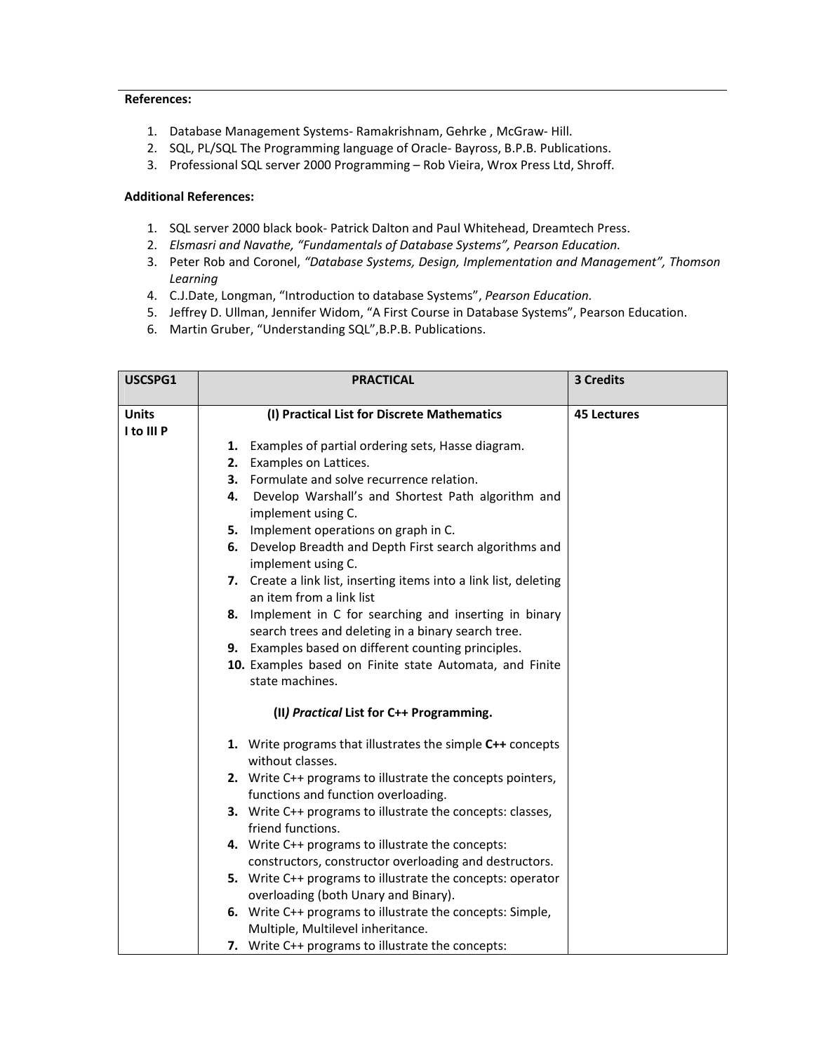**References:**

1. Database Management Systems- Ramakrishnam, Gehrke , McGraw- Hill.
2. SQL, PL/SQL The Programming language of Oracle- Bayross, B.P.B. Publications.
3. Professional SQL server 2000 Programming – Rob Vieira, Wrox Press Ltd, Shroff.

**Additional References:**

1. SQL server 2000 black book- Patrick Dalton and Paul Whitehead, Dreamtech Press.
2. *Elsmasri and Navathe, "Fundamentals of Database Systems", Pearson Education.*
3. Peter Rob and Coronel, *"Database Systems, Design, Implementation and Management", Thomson Learning*
4. C.J.Date, Longman, "Introduction to database Systems", *Pearson Education.*
5. Jeffrey D. Ullman, Jennifer Widom, "A First Course in Database Systems", Pearson Education.
6. Martin Gruber, "Understanding SQL",B.P.B. Publications.

| **USCSPG1** | **PRACTICAL** | **3 Credits** |
|---|---|---|
| **Units I to III P** | **(I) Practical List for Discrete Mathematics**<br>**1.** Examples of partial ordering sets, Hasse diagram.<br>**2.** Examples on Lattices.<br>**3.** Formulate and solve recurrence relation.<br>**4.** Develop Warshall's and Shortest Path algorithm and implement using C.<br>**5.** Implement operations on graph in C.<br>**6.** Develop Breadth and Depth First search algorithms and implement using C.<br>**7.** Create a link list, inserting items into a link list, deleting an item from a link list<br>**8.** Implement in C for searching and inserting in binary search trees and deleting in a binary search tree.<br>**9.** Examples based on different counting principles.<br>**10.** Examples based on Finite state Automata, and Finite state machines.<br><br>**(II*) Practical* List for C++ Programming.**<br>**1.** Write programs that illustrates the simple **C++** concepts without classes.<br>**2.** Write C++ programs to illustrate the concepts pointers, functions and function overloading.<br>**3.** Write C++ programs to illustrate the concepts: classes, friend functions.<br>**4.** Write C++ programs to illustrate the concepts: constructors, constructor overloading and destructors.<br>**5.** Write C++ programs to illustrate the concepts: operator overloading (both Unary and Binary).<br>**6.** Write C++ programs to illustrate the concepts: Simple, Multiple, Multilevel inheritance.<br>**7.** Write C++ programs to illustrate the concepts: | **45 Lectures** |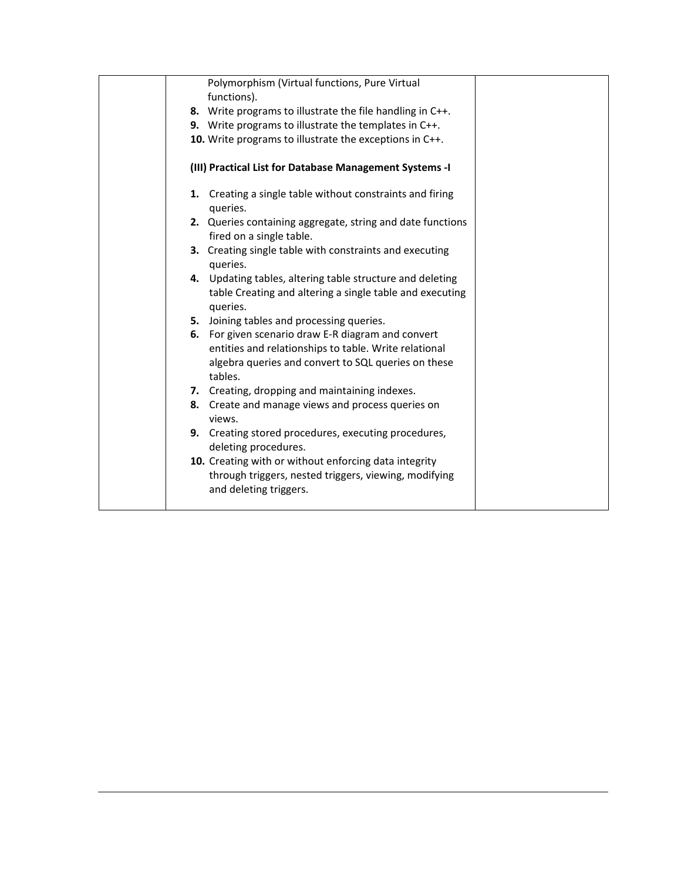| | Polymorphism (Virtual functions, Pure Virtual functions).<br>**8.** Write programs to illustrate the file handling in C++.<br>**9.** Write programs to illustrate the templates in C++.<br>**10.** Write programs to illustrate the exceptions in C++.<br><br>**(III) Practical List for Database Management Systems -I**<br><br>**1.** Creating a single table without constraints and firing queries.<br>**2.** Queries containing aggregate, string and date functions fired on a single table.<br>**3.** Creating single table with constraints and executing queries.<br>**4.** Updating tables, altering table structure and deleting table Creating and altering a single table and executing queries.<br>**5.** Joining tables and processing queries.<br>**6.** For given scenario draw E-R diagram and convert entities and relationships to table. Write relational algebra queries and convert to SQL queries on these tables.<br>**7.** Creating, dropping and maintaining indexes.<br>**8.** Create and manage views and process queries on views.<br>**9.** Creating stored procedures, executing procedures, deleting procedures.<br>**10.** Creating with or without enforcing data integrity through triggers, nested triggers, viewing, modifying and deleting triggers. | |
|---|---|---|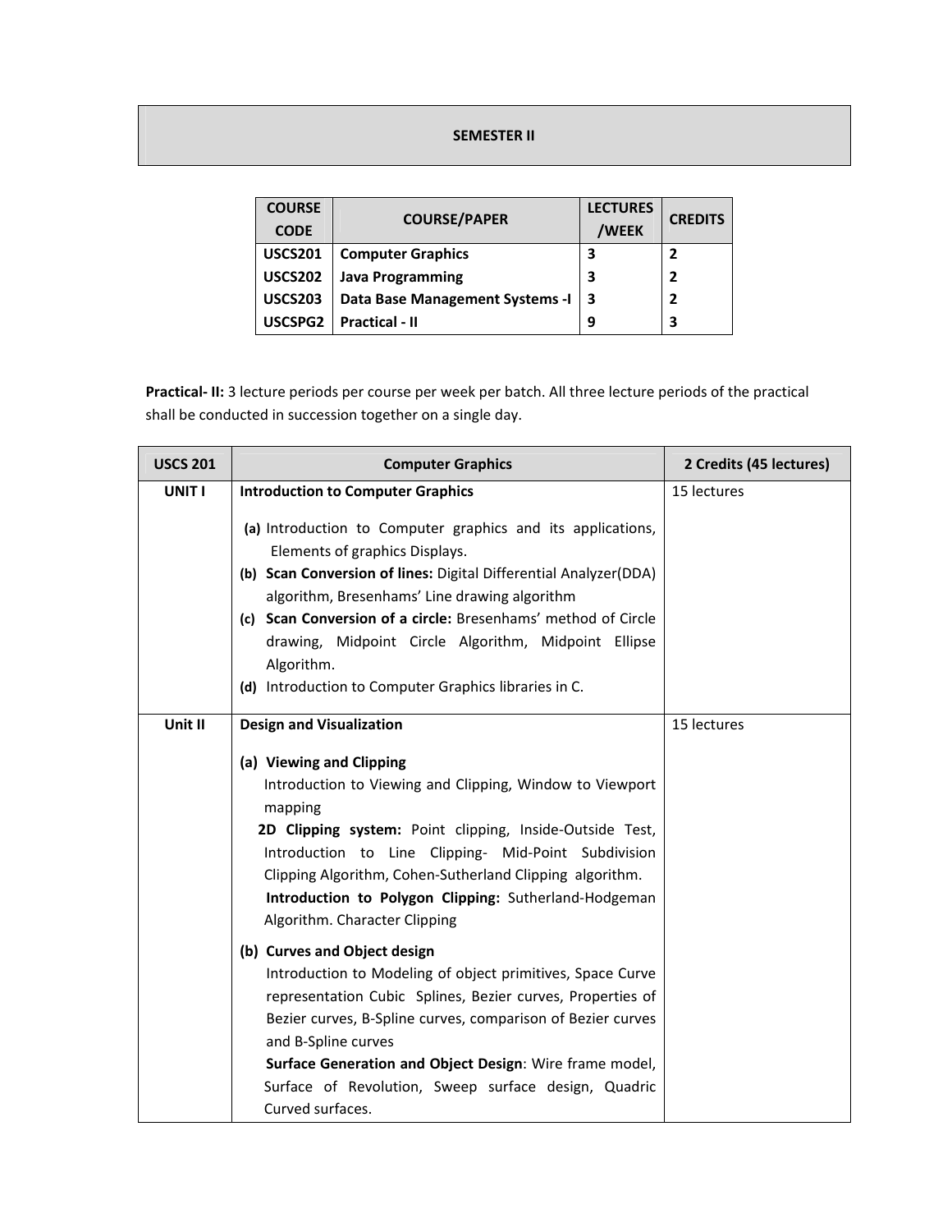## SEMESTER II

| COURSE CODE | COURSE/PAPER | LECTURES /WEEK | CREDITS |
|---|---|---|---|
| **USCS201** | **Computer Graphics** | **3** | **2** |
| **USCS202** | **Java Programming** | **3** | **2** |
| **USCS203** | **Data Base Management Systems -I** | **3** | **2** |
| **USCSPG2** | **Practical - II** | **9** | **3** |

**Practical- II:** 3 lecture periods per course per week per batch. All three lecture periods of the practical shall be conducted in succession together on a single day.

| USCS 201 | Computer Graphics | 2 Credits (45 lectures) |
|---|---|---|
| **UNIT I** | **Introduction to Computer Graphics**<br><br>**(a)** Introduction to Computer graphics and its applications, Elements of graphics Displays.<br>**(b) Scan Conversion of lines:** Digital Differential Analyzer(DDA) algorithm, Bresenhams' Line drawing algorithm<br>**(c) Scan Conversion of a circle:** Bresenhams' method of Circle drawing, Midpoint Circle Algorithm, Midpoint Ellipse Algorithm.<br>**(d)** Introduction to Computer Graphics libraries in C. | 15 lectures |
| **Unit II** | **Design and Visualization**<br><br>**(a) Viewing and Clipping**<br>Introduction to Viewing and Clipping, Window to Viewport mapping<br>**2D Clipping system:** Point clipping, Inside-Outside Test, Introduction to Line Clipping- Mid-Point Subdivision Clipping Algorithm, Cohen-Sutherland Clipping algorithm.<br>**Introduction to Polygon Clipping:** Sutherland-Hodgeman Algorithm. Character Clipping<br><br>**(b) Curves and Object design**<br>Introduction to Modeling of object primitives, Space Curve representation Cubic Splines, Bezier curves, Properties of Bezier curves, B-Spline curves, comparison of Bezier curves and B-Spline curves<br>**Surface Generation and Object Design**: Wire frame model, Surface of Revolution, Sweep surface design, Quadric Curved surfaces. | 15 lectures |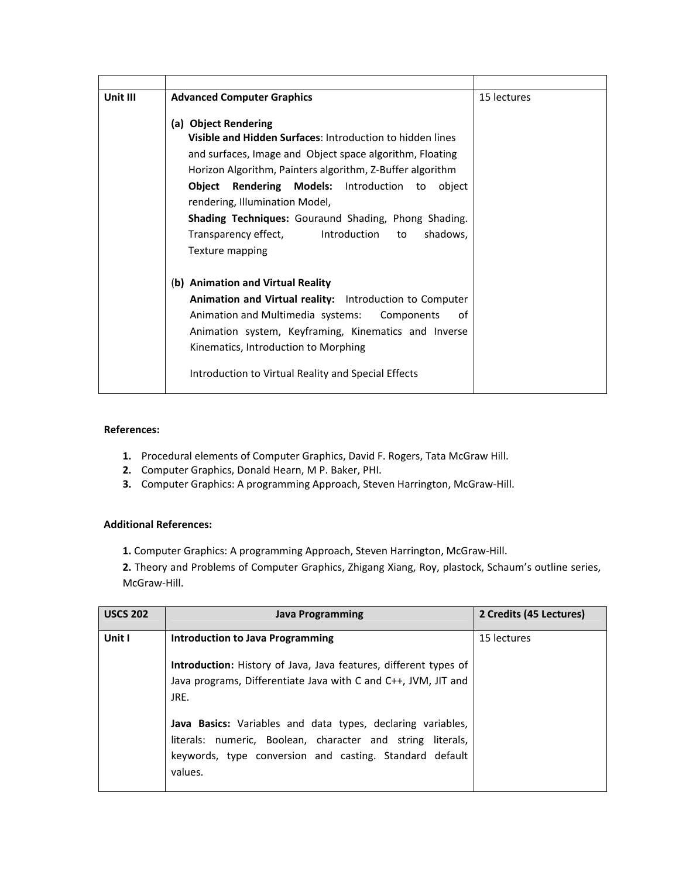| | | |
|---|---|---|
| **Unit III** | **Advanced Computer Graphics**<br><br>**(a) Object Rendering**<br>**Visible and Hidden Surfaces**: Introduction to hidden lines and surfaces, Image and Object space algorithm, Floating Horizon Algorithm, Painters algorithm, Z-Buffer algorithm<br>**Object Rendering Models:** Introduction to object rendering, Illumination Model,<br>**Shading Techniques:** Gouraund Shading, Phong Shading. Transparency effect, Introduction to shadows, Texture mapping<br><br>(**b) Animation and Virtual Reality**<br>**Animation and Virtual reality:** Introduction to Computer Animation and Multimedia systems: Components of Animation system, Keyframing, Kinematics and Inverse Kinematics, Introduction to Morphing<br><br>Introduction to Virtual Reality and Special Effects | 15 lectures |

**References:**

1. Procedural elements of Computer Graphics, David F. Rogers, Tata McGraw Hill.
2. Computer Graphics, Donald Hearn, M P. Baker, PHI.
3. Computer Graphics: A programming Approach, Steven Harrington, McGraw-Hill.

**Additional References:**

1. Computer Graphics: A programming Approach, Steven Harrington, McGraw-Hill.
2. Theory and Problems of Computer Graphics, Zhigang Xiang, Roy, plastock, Schaum's outline series, McGraw-Hill.

| **USCS 202** | **Java Programming** | **2 Credits (45 Lectures)** |
|---|---|---|
| **Unit I** | **Introduction to Java Programming**<br><br>**Introduction:** History of Java, Java features, different types of Java programs, Differentiate Java with C and C++, JVM, JIT and JRE.<br><br>**Java Basics:** Variables and data types, declaring variables, literals: numeric, Boolean, character and string literals, keywords, type conversion and casting. Standard default values. | 15 lectures |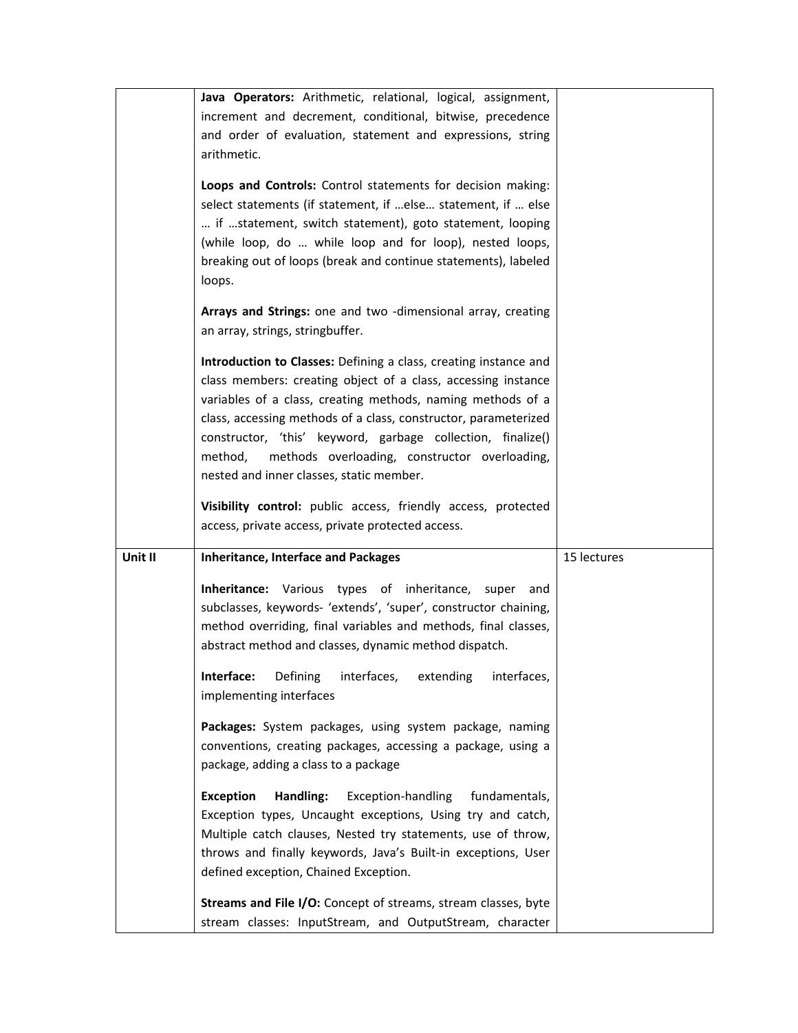| | | |
|---|---|---|
| | **Java Operators:** Arithmetic, relational, logical, assignment, increment and decrement, conditional, bitwise, precedence and order of evaluation, statement and expressions, string arithmetic.<br><br>**Loops and Controls:** Control statements for decision making: select statements (if statement, if …else… statement, if … else … if …statement, switch statement), goto statement, looping (while loop, do … while loop and for loop), nested loops, breaking out of loops (break and continue statements), labeled loops.<br><br>**Arrays and Strings:** one and two -dimensional array, creating an array, strings, stringbuffer.<br><br>**Introduction to Classes:** Defining a class, creating instance and class members: creating object of a class, accessing instance variables of a class, creating methods, naming methods of a class, accessing methods of a class, constructor, parameterized constructor, 'this' keyword, garbage collection, finalize() method, methods overloading, constructor overloading, nested and inner classes, static member.<br><br>**Visibility control:** public access, friendly access, protected access, private access, private protected access. | |
| **Unit II** | **Inheritance, Interface and Packages**<br><br>**Inheritance:** Various types of inheritance, super and subclasses, keywords- 'extends', 'super', constructor chaining, method overriding, final variables and methods, final classes, abstract method and classes, dynamic method dispatch.<br><br>**Interface:** Defining interfaces, extending interfaces, implementing interfaces<br><br>**Packages:** System packages, using system package, naming conventions, creating packages, accessing a package, using a package, adding a class to a package<br><br>**Exception Handling:** Exception-handling fundamentals, Exception types, Uncaught exceptions, Using try and catch, Multiple catch clauses, Nested try statements, use of throw, throws and finally keywords, Java's Built-in exceptions, User defined exception, Chained Exception.<br><br>**Streams and File I/O:** Concept of streams, stream classes, byte stream classes: InputStream, and OutputStream, character | 15 lectures |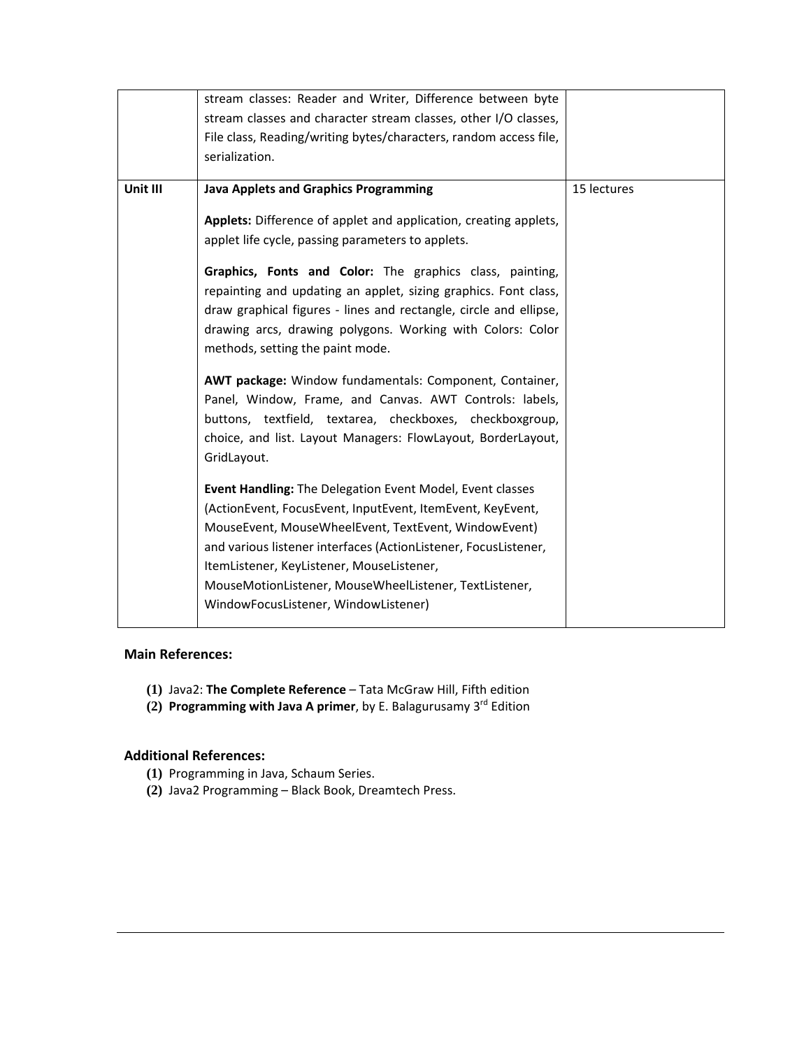| | | |
|---|---|---|
| | stream classes: Reader and Writer, Difference between byte stream classes and character stream classes, other I/O classes, File class, Reading/writing bytes/characters, random access file, serialization. | |
| **Unit III** | **Java Applets and Graphics Programming**<br><br>**Applets:** Difference of applet and application, creating applets, applet life cycle, passing parameters to applets.<br><br>**Graphics, Fonts and Color:** The graphics class, painting, repainting and updating an applet, sizing graphics. Font class, draw graphical figures - lines and rectangle, circle and ellipse, drawing arcs, drawing polygons. Working with Colors: Color methods, setting the paint mode.<br><br>**AWT package:** Window fundamentals: Component, Container, Panel, Window, Frame, and Canvas. AWT Controls: labels, buttons, textfield, textarea, checkboxes, checkboxgroup, choice, and list. Layout Managers: FlowLayout, BorderLayout, GridLayout.<br><br>**Event Handling:** The Delegation Event Model, Event classes (ActionEvent, FocusEvent, InputEvent, ItemEvent, KeyEvent, MouseEvent, MouseWheelEvent, TextEvent, WindowEvent) and various listener interfaces (ActionListener, FocusListener, ItemListener, KeyListener, MouseListener, MouseMotionListener, MouseWheelListener, TextListener, WindowFocusListener, WindowListener) | 15 lectures |

### Main References:

**(1)** Java2: **The Complete Reference** – Tata McGraw Hill, Fifth edition
**(2)** **Programming with Java A primer**, by E. Balagurusamy 3rd Edition

### Additional References:

**(1)** Programming in Java, Schaum Series.
**(2)** Java2 Programming – Black Book, Dreamtech Press.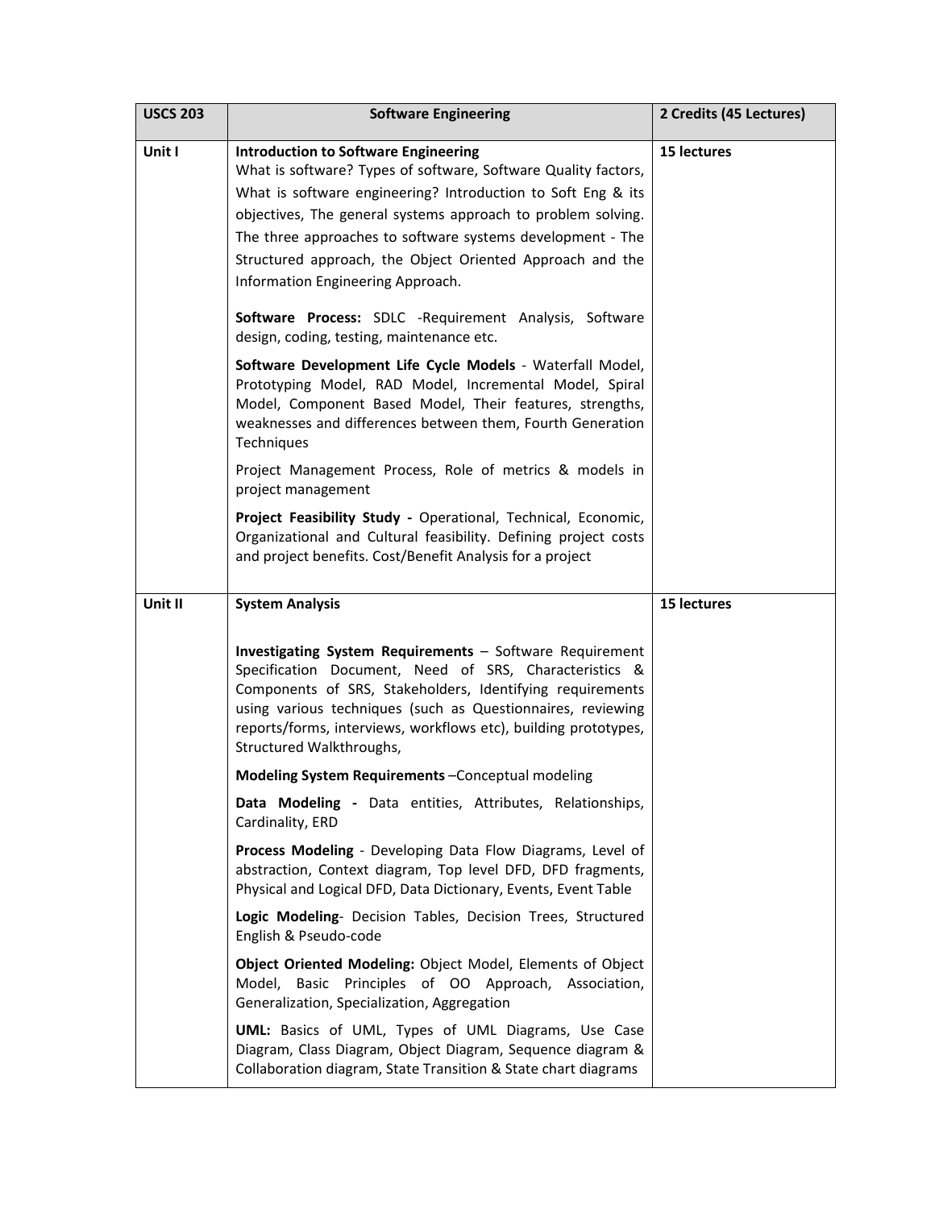| USCS 203 | Software Engineering | 2 Credits (45 Lectures) |
|---|---|---|
| Unit I | **Introduction to Software Engineering**<br>What is software? Types of software, Software Quality factors, What is software engineering? Introduction to Soft Eng & its objectives, The general systems approach to problem solving. The three approaches to software systems development - The Structured approach, the Object Oriented Approach and the Information Engineering Approach.<br><br>**Software Process:** SDLC -Requirement Analysis, Software design, coding, testing, maintenance etc.<br><br>**Software Development Life Cycle Models** - Waterfall Model, Prototyping Model, RAD Model, Incremental Model, Spiral Model, Component Based Model, Their features, strengths, weaknesses and differences between them, Fourth Generation Techniques<br><br>Project Management Process, Role of metrics & models in project management<br><br>**Project Feasibility Study -** Operational, Technical, Economic, Organizational and Cultural feasibility. Defining project costs and project benefits. Cost/Benefit Analysis for a project | **15 lectures** |
| Unit II | **System Analysis**<br><br>**Investigating System Requirements** – Software Requirement Specification Document, Need of SRS, Characteristics & Components of SRS, Stakeholders, Identifying requirements using various techniques (such as Questionnaires, reviewing reports/forms, interviews, workflows etc), building prototypes, Structured Walkthroughs,<br><br>**Modeling System Requirements** –Conceptual modeling<br><br>**Data Modeling -** Data entities, Attributes, Relationships, Cardinality, ERD<br><br>**Process Modeling** - Developing Data Flow Diagrams, Level of abstraction, Context diagram, Top level DFD, DFD fragments, Physical and Logical DFD, Data Dictionary, Events, Event Table<br><br>**Logic Modeling**- Decision Tables, Decision Trees, Structured English & Pseudo-code<br><br>**Object Oriented Modeling:** Object Model, Elements of Object Model, Basic Principles of OO Approach, Association, Generalization, Specialization, Aggregation<br><br>**UML:** Basics of UML, Types of UML Diagrams, Use Case Diagram, Class Diagram, Object Diagram, Sequence diagram & Collaboration diagram, State Transition & State chart diagrams | **15 lectures** |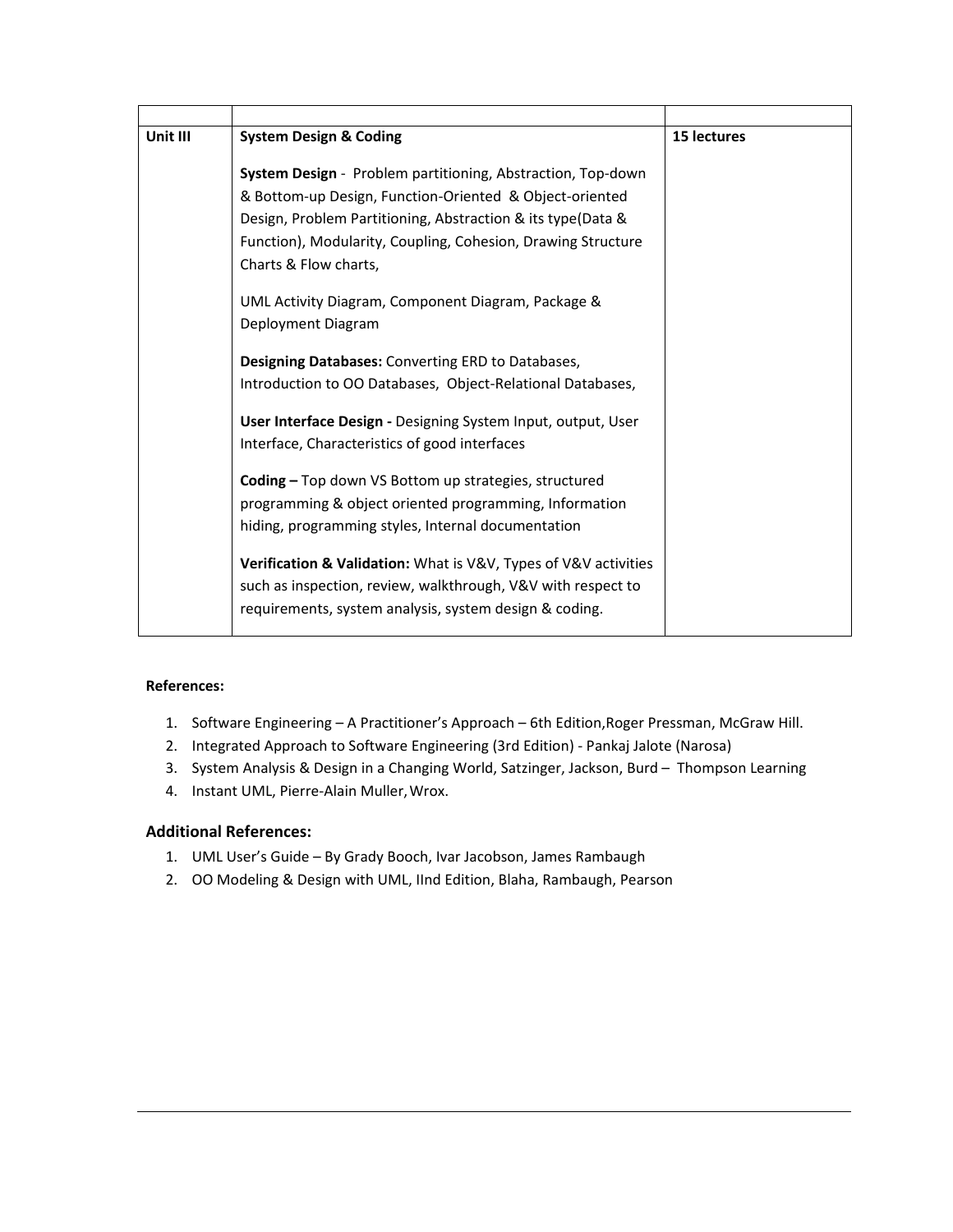| | | |
|---|---|---|
| **Unit III** | **System Design & Coding**<br><br>**System Design** - Problem partitioning, Abstraction, Top-down & Bottom-up Design, Function-Oriented & Object-oriented Design, Problem Partitioning, Abstraction & its type(Data & Function), Modularity, Coupling, Cohesion, Drawing Structure Charts & Flow charts,<br><br>UML Activity Diagram, Component Diagram, Package & Deployment Diagram<br><br>**Designing Databases:** Converting ERD to Databases, Introduction to OO Databases, Object-Relational Databases,<br><br>**User Interface Design -** Designing System Input, output, User Interface, Characteristics of good interfaces<br><br>**Coding –** Top down VS Bottom up strategies, structured programming & object oriented programming, Information hiding, programming styles, Internal documentation<br><br>**Verification & Validation:** What is V&V, Types of V&V activities such as inspection, review, walkthrough, V&V with respect to requirements, system analysis, system design & coding. | **15 lectures** |

**References:**

1. Software Engineering – A Practitioner's Approach – 6th Edition,Roger Pressman, McGraw Hill.
2. Integrated Approach to Software Engineering (3rd Edition) - Pankaj Jalote (Narosa)
3. System Analysis & Design in a Changing World, Satzinger, Jackson, Burd – Thompson Learning
4. Instant UML, Pierre-Alain Muller, Wrox.

### Additional References:

1. UML User's Guide – By Grady Booch, Ivar Jacobson, James Rambaugh
2. OO Modeling & Design with UML, IInd Edition, Blaha, Rambaugh, Pearson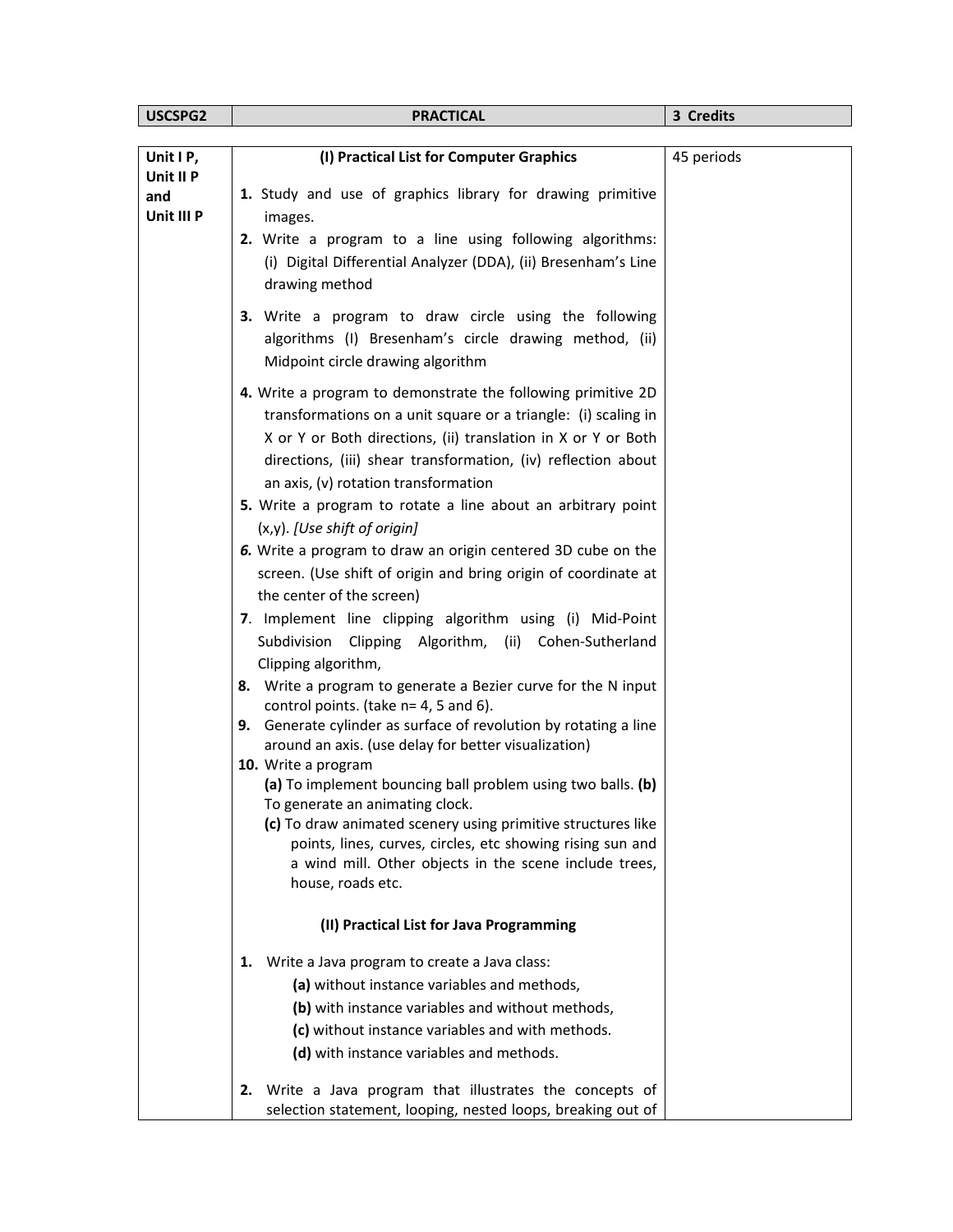| USCSPG2 | PRACTICAL | 3 Credits |
|---|---|---|

| | | |
|---|---|---|
| **Unit I P, Unit II P and Unit III P** | **(I) Practical List for Computer Graphics**<br><br>**1.** Study and use of graphics library for drawing primitive images.<br>**2.** Write a program to a line using following algorithms: (i) Digital Differential Analyzer (DDA), (ii) Bresenham's Line drawing method<br>**3.** Write a program to draw circle using the following algorithms (I) Bresenham's circle drawing method, (ii) Midpoint circle drawing algorithm<br>**4.** Write a program to demonstrate the following primitive 2D transformations on a unit square or a triangle: (i) scaling in X or Y or Both directions, (ii) translation in X or Y or Both directions, (iii) shear transformation, (iv) reflection about an axis, (v) rotation transformation<br>**5.** Write a program to rotate a line about an arbitrary point (x,y). *[Use shift of origin]*<br>***6.*** Write a program to draw an origin centered 3D cube on the screen. (Use shift of origin and bring origin of coordinate at the center of the screen)<br>**7**. Implement line clipping algorithm using (i) Mid-Point Subdivision Clipping Algorithm, (ii) Cohen-Sutherland Clipping algorithm,<br>**8.** Write a program to generate a Bezier curve for the N input control points. (take n= 4, 5 and 6).<br>**9.** Generate cylinder as surface of revolution by rotating a line around an axis. (use delay for better visualization)<br>**10.** Write a program<br>**(a)** To implement bouncing ball problem using two balls. **(b)** To generate an animating clock.<br>**(c)** To draw animated scenery using primitive structures like points, lines, curves, circles, etc showing rising sun and a wind mill. Other objects in the scene include trees, house, roads etc.<br><br>**(II) Practical List for Java Programming**<br><br>**1.** Write a Java program to create a Java class:<br>**(a)** without instance variables and methods,<br>**(b)** with instance variables and without methods,<br>**(c)** without instance variables and with methods.<br>**(d)** with instance variables and methods.<br><br>**2.** Write a Java program that illustrates the concepts of selection statement, looping, nested loops, breaking out of | 45 periods |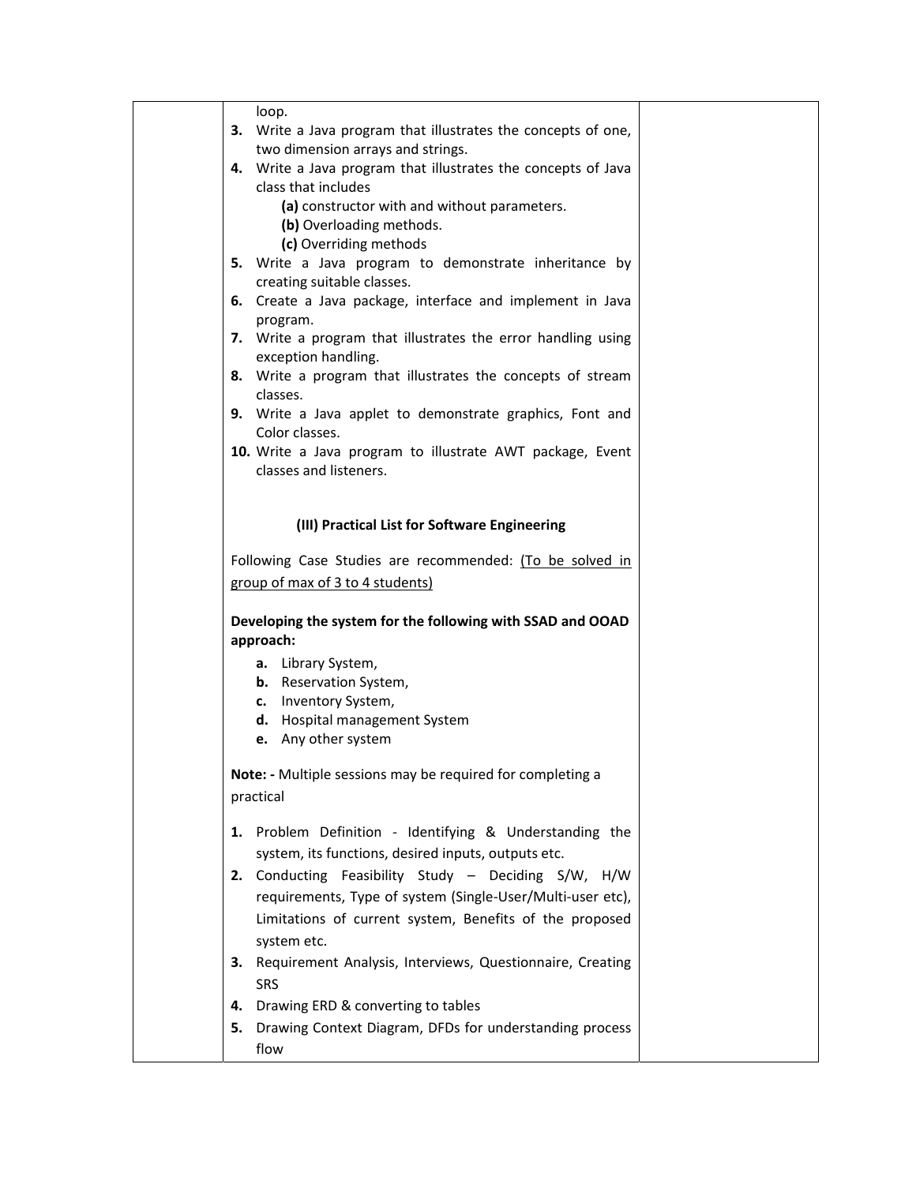loop.

3. Write a Java program that illustrates the concepts of one, two dimension arrays and strings.
4. Write a Java program that illustrates the concepts of Java class that includes
   - **(a)** constructor with and without parameters.
   - **(b)** Overloading methods.
   - **(c)** Overriding methods
5. Write a Java program to demonstrate inheritance by creating suitable classes.
6. Create a Java package, interface and implement in Java program.
7. Write a program that illustrates the error handling using exception handling.
8. Write a program that illustrates the concepts of stream classes.
9. Write a Java applet to demonstrate graphics, Font and Color classes.
10. Write a Java program to illustrate AWT package, Event classes and listeners.

### (III) Practical List for Software Engineering

Following Case Studies are recommended: <u>(To be solved in group of max of 3 to 4 students)</u>

**Developing the system for the following with SSAD and OOAD approach:**

- **a.** Library System,
- **b.** Reservation System,
- **c.** Inventory System,
- **d.** Hospital management System
- **e.** Any other system

**Note: -** Multiple sessions may be required for completing a practical

1. Problem Definition - Identifying & Understanding the system, its functions, desired inputs, outputs etc.
2. Conducting Feasibility Study – Deciding S/W, H/W requirements, Type of system (Single-User/Multi-user etc), Limitations of current system, Benefits of the proposed system etc.
3. Requirement Analysis, Interviews, Questionnaire, Creating SRS
4. Drawing ERD & converting to tables
5. Drawing Context Diagram, DFDs for understanding process flow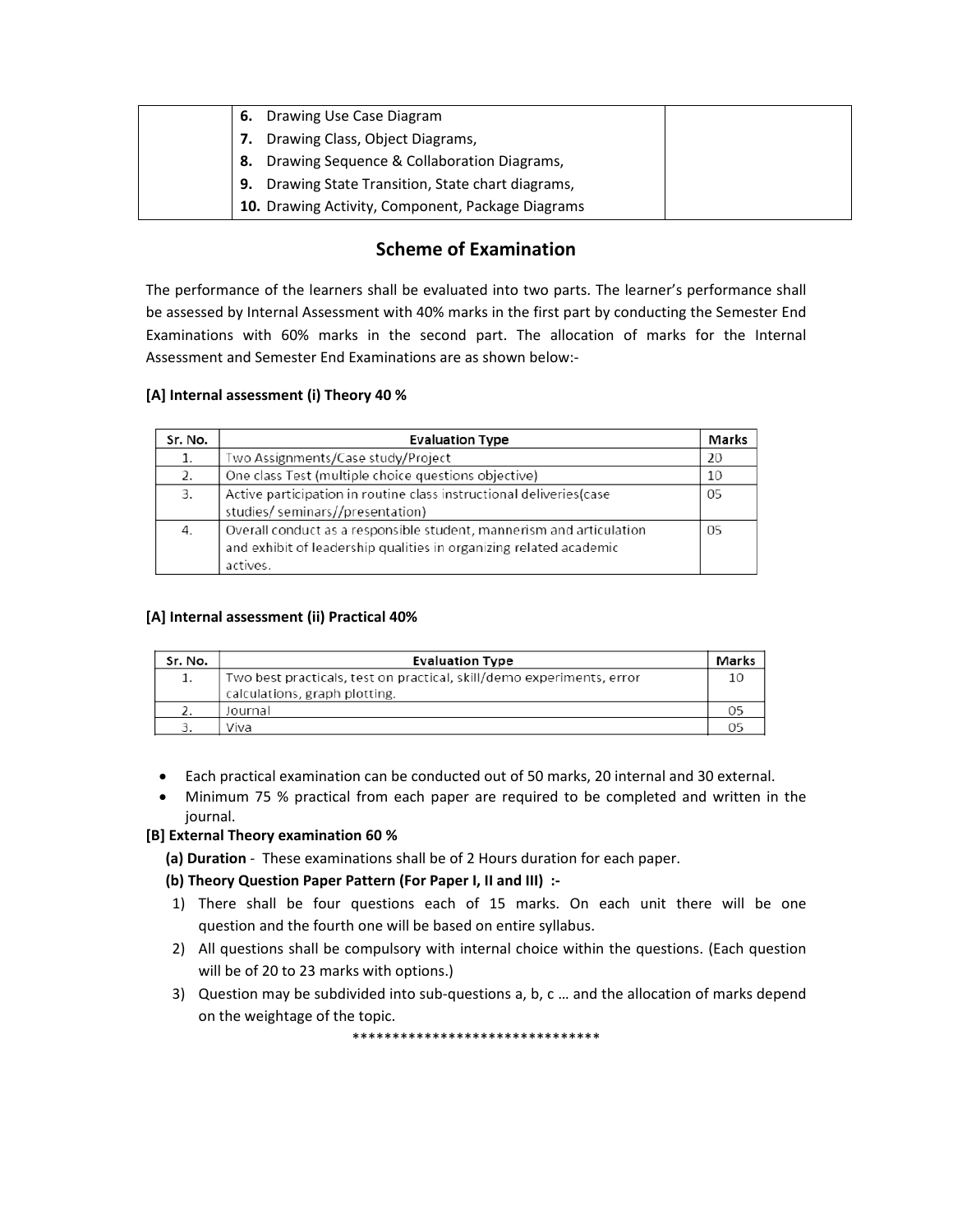| | | |
|---|---|---|
| | **6.** Drawing Use Case Diagram<br>**7.** Drawing Class, Object Diagrams,<br>**8.** Drawing Sequence & Collaboration Diagrams,<br>**9.** Drawing State Transition, State chart diagrams,<br>**10.** Drawing Activity, Component, Package Diagrams | |

## Scheme of Examination

The performance of the learners shall be evaluated into two parts. The learner's performance shall be assessed by Internal Assessment with 40% marks in the first part by conducting the Semester End Examinations with 60% marks in the second part. The allocation of marks for the Internal Assessment and Semester End Examinations are as shown below:-

**[A] Internal assessment (i) Theory 40 %**

| Sr. No. | Evaluation Type | Marks |
|---|---|---|
| 1. | Two Assignments/Case study/Project | 20 |
| 2. | One class Test (multiple choice questions objective) | 10 |
| 3. | Active participation in routine class instructional deliveries(case studies/ seminars//presentation) | 05 |
| 4. | Overall conduct as a responsible student, mannerism and articulation and exhibit of leadership qualities in organizing related academic actives. | 05 |

**[A] Internal assessment (ii) Practical 40%**

| Sr. No. | Evaluation Type | Marks |
|---|---|---|
| 1. | Two best practicals, test on practical, skill/demo experiments, error calculations, graph plotting. | 10 |
| 2. | Journal | 05 |
| 3. | Viva | 05 |

- Each practical examination can be conducted out of 50 marks, 20 internal and 30 external.
- Minimum 75 % practical from each paper are required to be completed and written in the journal.

**[B] External Theory examination 60 %**

**(a) Duration** - These examinations shall be of 2 Hours duration for each paper.

**(b) Theory Question Paper Pattern (For Paper I, II and III) :-**

1) There shall be four questions each of 15 marks. On each unit there will be one question and the fourth one will be based on entire syllabus.
2) All questions shall be compulsory with internal choice within the questions. (Each question will be of 20 to 23 marks with options.)
3) Question may be subdivided into sub-questions a, b, c … and the allocation of marks depend on the weightage of the topic.

*******************************